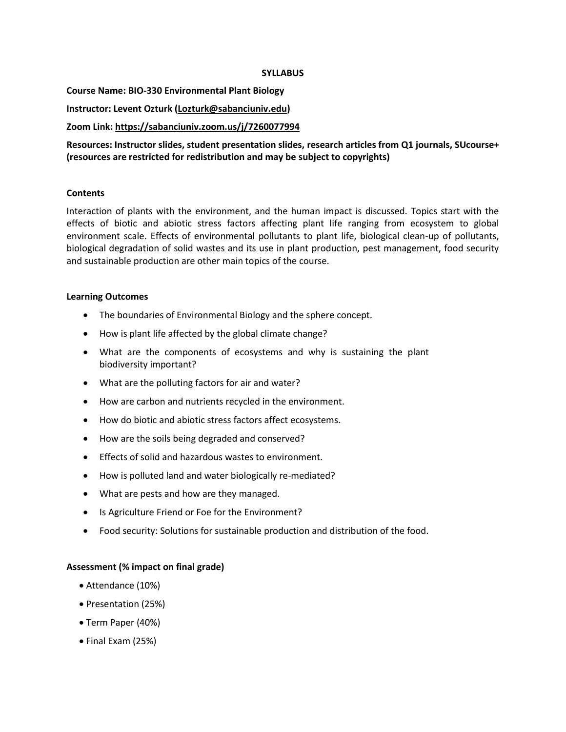# SYLLABUS

**Course Name: BIO-330 Environmental Plant Biology**

**Instructor: Levent Ozturk (Lozturk@sabanciuniv.edu)**

**Zoom Link: https://sabanciuniv.zoom.us/j/7260077994**

**Resources: Instructor slides, student presentation slides, research articles from Q1 journals, SUcourse+ (resources are restricted for redistribution and may be subject to copyrights)**

## Contents

Interaction of plants with the environment, and the human impact is discussed. Topics start with the effects of biotic and abiotic stress factors affecting plant life ranging from ecosystem to global environment scale. Effects of environmental pollutants to plant life, biological clean-up of pollutants, biological degradation of solid wastes and its use in plant production, pest management, food security and sustainable production are other main topics of the course.

## Learning Outcomes

- The boundaries of Environmental Biology and the sphere concept.
- How is plant life affected by the global climate change?
- What are the components of ecosystems and why is sustaining the plant biodiversity important?
- What are the polluting factors for air and water?
- How are carbon and nutrients recycled in the environment.
- How do biotic and abiotic stress factors affect ecosystems.
- How are the soils being degraded and conserved?
- Effects of solid and hazardous wastes to environment.
- How is polluted land and water biologically re-mediated?
- What are pests and how are they managed.
- Is Agriculture Friend or Foe for the Environment?
- Food security: Solutions for sustainable production and distribution of the food.

## Assessment (% impact on final grade)

- Attendance (10%)
- Presentation (25%)
- Term Paper (40%)
- Final Exam (25%)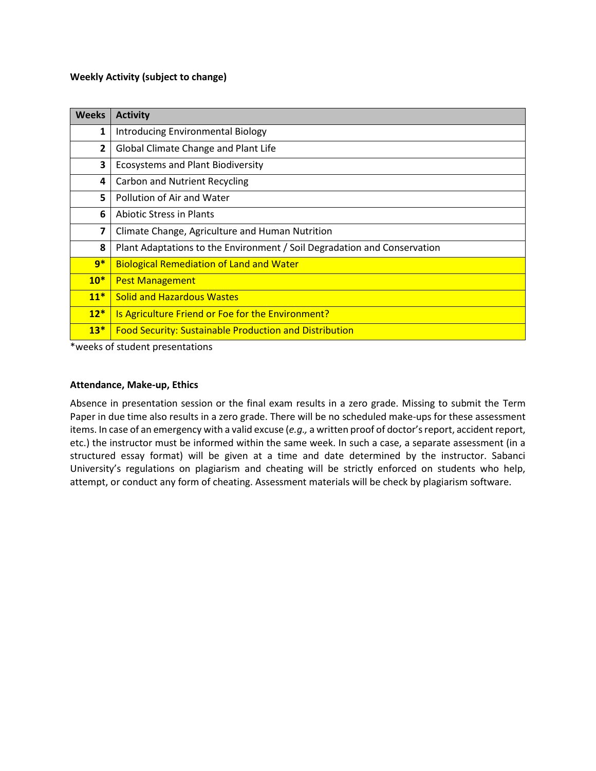**Weekly Activity (subject to change)**

| Weeks | Activity |
|---|---|
| **1** | Introducing Environmental Biology |
| **2** | Global Climate Change and Plant Life |
| **3** | Ecosystems and Plant Biodiversity |
| **4** | Carbon and Nutrient Recycling |
| **5** | Pollution of Air and Water |
| **6** | Abiotic Stress in Plants |
| **7** | Climate Change, Agriculture and Human Nutrition |
| **8** | Plant Adaptations to the Environment / Soil Degradation and Conservation |
| **9*** | Biological Remediation of Land and Water |
| **10*** | Pest Management |
| **11*** | Solid and Hazardous Wastes |
| **12*** | Is Agriculture Friend or Foe for the Environment? |
| **13*** | Food Security: Sustainable Production and Distribution |

*weeks of student presentations

**Attendance, Make-up, Ethics**

Absence in presentation session or the final exam results in a zero grade. Missing to submit the Term Paper in due time also results in a zero grade. There will be no scheduled make-ups for these assessment items. In case of an emergency with a valid excuse (*e.g.,* a written proof of doctor's report, accident report, etc.) the instructor must be informed within the same week. In such a case, a separate assessment (in a structured essay format) will be given at a time and date determined by the instructor. Sabanci University's regulations on plagiarism and cheating will be strictly enforced on students who help, attempt, or conduct any form of cheating. Assessment materials will be check by plagiarism software.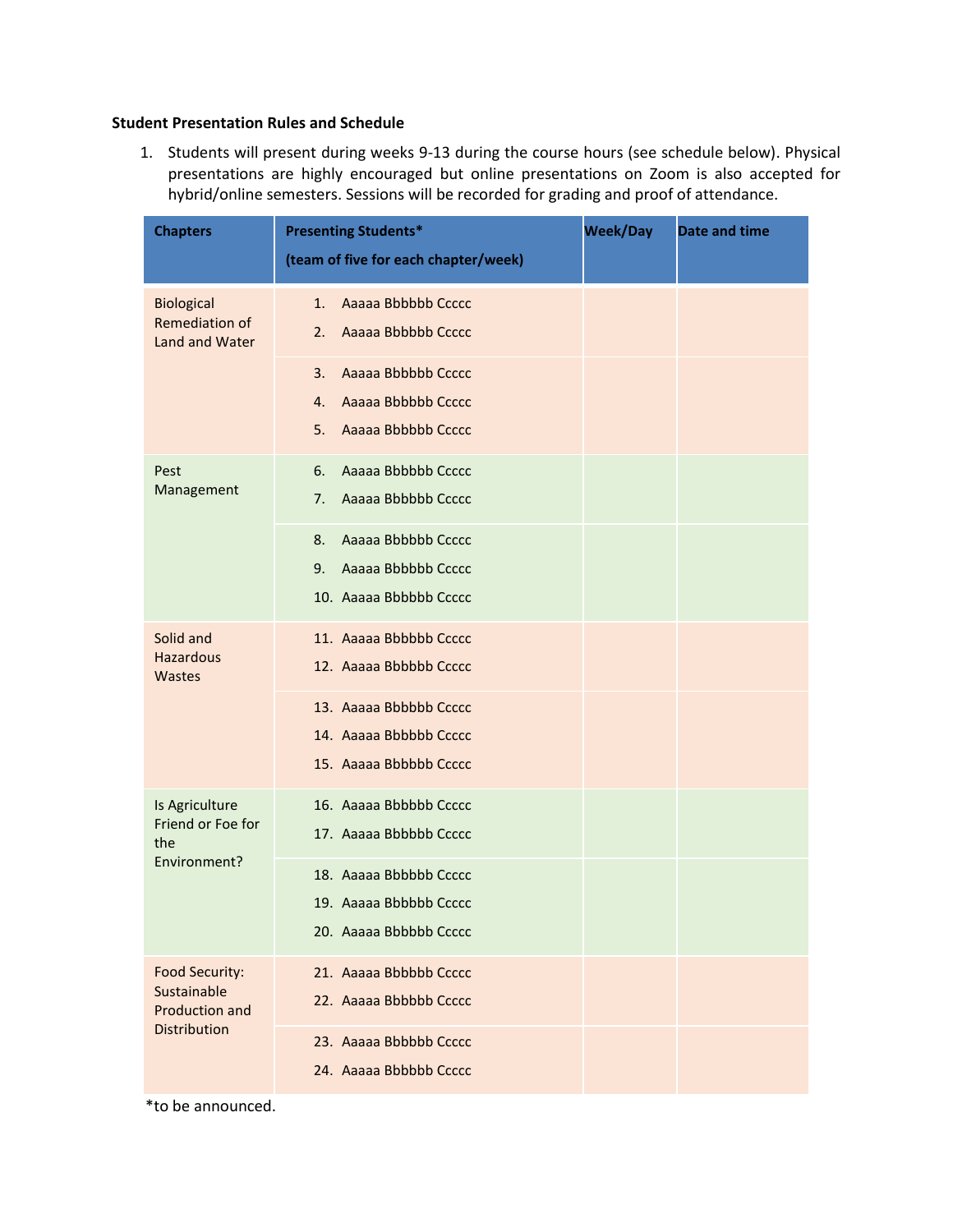**Student Presentation Rules and Schedule**

1. Students will present during weeks 9-13 during the course hours (see schedule below). Physical presentations are highly encouraged but online presentations on Zoom is also accepted for hybrid/online semesters. Sessions will be recorded for grading and proof of attendance.

| Chapters | Presenting Students* (team of five for each chapter/week) | Week/Day | Date and time |
|---|---|---|---|
| Biological Remediation of Land and Water | 1. Aaaaa Bbbbbb Ccccc<br>2. Aaaaa Bbbbbb Ccccc | | |
| | 3. Aaaaa Bbbbbb Ccccc<br>4. Aaaaa Bbbbbb Ccccc<br>5. Aaaaa Bbbbbb Ccccc | | |
| Pest Management | 6. Aaaaa Bbbbbb Ccccc<br>7. Aaaaa Bbbbbb Ccccc | | |
| | 8. Aaaaa Bbbbbb Ccccc<br>9. Aaaaa Bbbbbb Ccccc<br>10. Aaaaa Bbbbbb Ccccc | | |
| Solid and Hazardous Wastes | 11. Aaaaa Bbbbbb Ccccc<br>12. Aaaaa Bbbbbb Ccccc | | |
| | 13. Aaaaa Bbbbbb Ccccc<br>14. Aaaaa Bbbbbb Ccccc<br>15. Aaaaa Bbbbbb Ccccc | | |
| Is Agriculture Friend or Foe for the Environment? | 16. Aaaaa Bbbbbb Ccccc<br>17. Aaaaa Bbbbbb Ccccc | | |
| | 18. Aaaaa Bbbbbb Ccccc<br>19. Aaaaa Bbbbbb Ccccc<br>20. Aaaaa Bbbbbb Ccccc | | |
| Food Security: Sustainable Production and Distribution | 21. Aaaaa Bbbbbb Ccccc<br>22. Aaaaa Bbbbbb Ccccc | | |
| | 23. Aaaaa Bbbbbb Ccccc<br>24. Aaaaa Bbbbbb Ccccc | | |

*to be announced.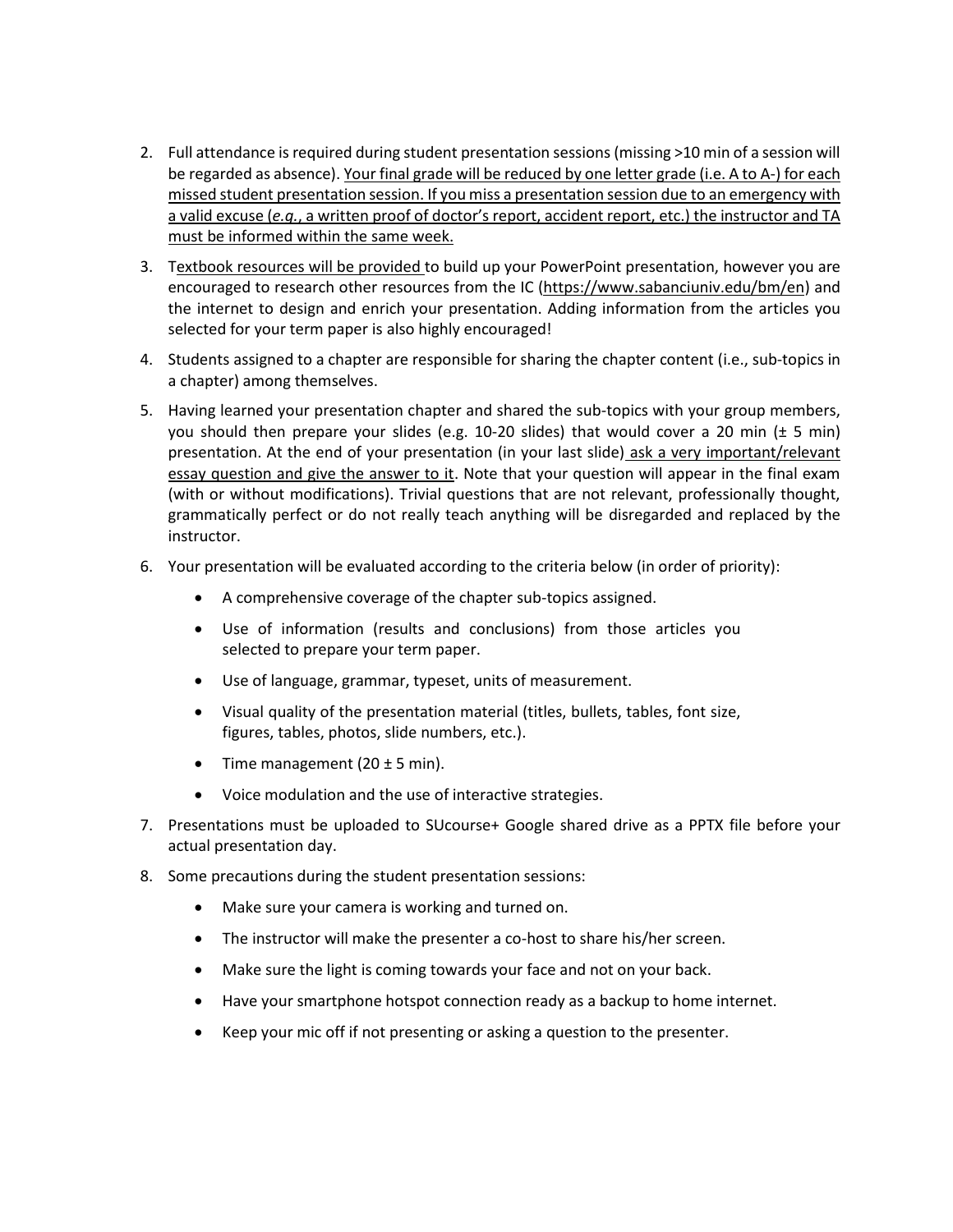2. Full attendance is required during student presentation sessions (missing >10 min of a session will be regarded as absence). Your final grade will be reduced by one letter grade (i.e. A to A-) for each missed student presentation session. If you miss a presentation session due to an emergency with a valid excuse (*e.g.*, a written proof of doctor's report, accident report, etc.) the instructor and TA must be informed within the same week.

3. Textbook resources will be provided to build up your PowerPoint presentation, however you are encouraged to research other resources from the IC (https://www.sabanciuniv.edu/bm/en) and the internet to design and enrich your presentation. Adding information from the articles you selected for your term paper is also highly encouraged!

4. Students assigned to a chapter are responsible for sharing the chapter content (i.e., sub-topics in a chapter) among themselves.

5. Having learned your presentation chapter and shared the sub-topics with your group members, you should then prepare your slides (e.g. 10-20 slides) that would cover a 20 min (± 5 min) presentation. At the end of your presentation (in your last slide) ask a very important/relevant essay question and give the answer to it. Note that your question will appear in the final exam (with or without modifications). Trivial questions that are not relevant, professionally thought, grammatically perfect or do not really teach anything will be disregarded and replaced by the instructor.

6. Your presentation will be evaluated according to the criteria below (in order of priority):
   - A comprehensive coverage of the chapter sub-topics assigned.
   - Use of information (results and conclusions) from those articles you selected to prepare your term paper.
   - Use of language, grammar, typeset, units of measurement.
   - Visual quality of the presentation material (titles, bullets, tables, font size, figures, tables, photos, slide numbers, etc.).
   - Time management (20 ± 5 min).
   - Voice modulation and the use of interactive strategies.

7. Presentations must be uploaded to SUcourse+ Google shared drive as a PPTX file before your actual presentation day.

8. Some precautions during the student presentation sessions:
   - Make sure your camera is working and turned on.
   - The instructor will make the presenter a co-host to share his/her screen.
   - Make sure the light is coming towards your face and not on your back.
   - Have your smartphone hotspot connection ready as a backup to home internet.
   - Keep your mic off if not presenting or asking a question to the presenter.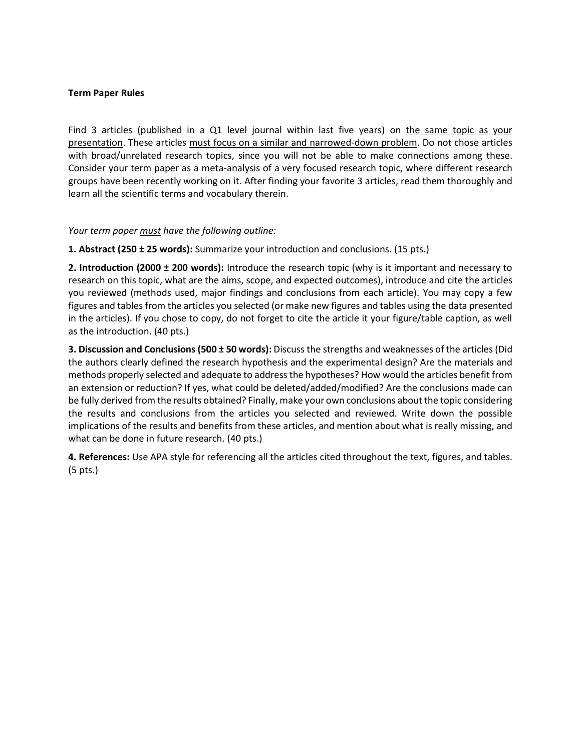**Term Paper Rules**

Find 3 articles (published in a Q1 level journal within last five years) on the same topic as your presentation. These articles must focus on a similar and narrowed-down problem. Do not chose articles with broad/unrelated research topics, since you will not be able to make connections among these. Consider your term paper as a meta-analysis of a very focused research topic, where different research groups have been recently working on it. After finding your favorite 3 articles, read them thoroughly and learn all the scientific terms and vocabulary therein.

*Your term paper must have the following outline:*

**1. Abstract (250 ± 25 words):** Summarize your introduction and conclusions. (15 pts.)

**2. Introduction (2000 ± 200 words):** Introduce the research topic (why is it important and necessary to research on this topic, what are the aims, scope, and expected outcomes), introduce and cite the articles you reviewed (methods used, major findings and conclusions from each article). You may copy a few figures and tables from the articles you selected (or make new figures and tables using the data presented in the articles). If you chose to copy, do not forget to cite the article it your figure/table caption, as well as the introduction. (40 pts.)

**3. Discussion and Conclusions (500 ± 50 words):** Discuss the strengths and weaknesses of the articles (Did the authors clearly defined the research hypothesis and the experimental design? Are the materials and methods properly selected and adequate to address the hypotheses? How would the articles benefit from an extension or reduction? If yes, what could be deleted/added/modified? Are the conclusions made can be fully derived from the results obtained? Finally, make your own conclusions about the topic considering the results and conclusions from the articles you selected and reviewed. Write down the possible implications of the results and benefits from these articles, and mention about what is really missing, and what can be done in future research. (40 pts.)

**4. References:** Use APA style for referencing all the articles cited throughout the text, figures, and tables. (5 pts.)